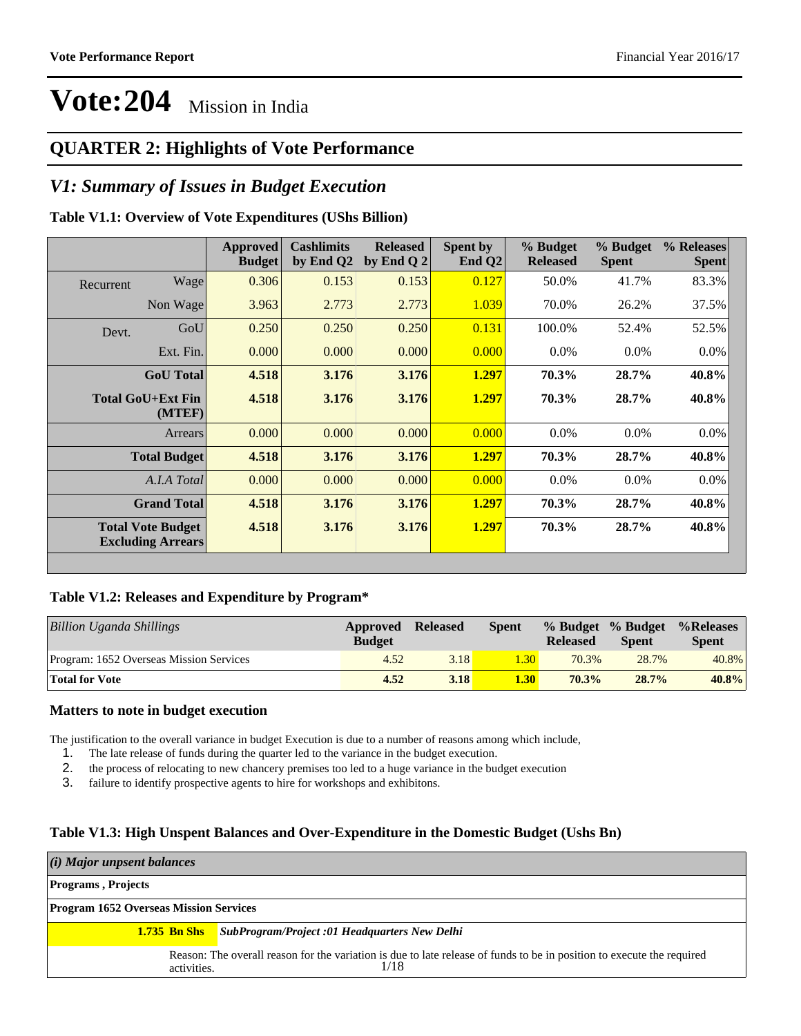# Vote:204 Mission in India

## QUARTER 2: Highlights of Vote Performance

## *V1: Summary of Issues in Budget Execution*

**Table V1.1: Overview of Vote Expenditures (UShs Billion)**

| | | Approved Budget | Cashlimits by End Q2 | Released by End Q 2 | Spent by End Q2 | % Budget Released | % Budget Spent | % Releases Spent |
|---|---|---|---|---|---|---|---|---|
| Recurrent | Wage | 0.306 | 0.153 | 0.153 | 0.127 | 50.0% | 41.7% | 83.3% |
| | Non Wage | 3.963 | 2.773 | 2.773 | 1.039 | 70.0% | 26.2% | 37.5% |
| Devt. | GoU | 0.250 | 0.250 | 0.250 | 0.131 | 100.0% | 52.4% | 52.5% |
| | Ext. Fin. | 0.000 | 0.000 | 0.000 | 0.000 | 0.0% | 0.0% | 0.0% |
| | **GoU Total** | **4.518** | **3.176** | **3.176** | **1.297** | **70.3%** | **28.7%** | **40.8%** |
| | **Total GoU+Ext Fin (MTEF)** | **4.518** | **3.176** | **3.176** | **1.297** | **70.3%** | **28.7%** | **40.8%** |
| | Arrears | 0.000 | 0.000 | 0.000 | 0.000 | 0.0% | 0.0% | 0.0% |
| | **Total Budget** | **4.518** | **3.176** | **3.176** | **1.297** | **70.3%** | **28.7%** | **40.8%** |
| | *A.I.A Total* | 0.000 | 0.000 | 0.000 | 0.000 | 0.0% | 0.0% | 0.0% |
| | **Grand Total** | **4.518** | **3.176** | **3.176** | **1.297** | **70.3%** | **28.7%** | **40.8%** |
| | **Total Vote Budget Excluding Arrears** | **4.518** | **3.176** | **3.176** | **1.297** | **70.3%** | **28.7%** | **40.8%** |

**Table V1.2: Releases and Expenditure by Program***

| *Billion Uganda Shillings* | Approved Budget | Released | Spent | % Budget Released | % Budget Spent | %Releases Spent |
|---|---|---|---|---|---|---|
| Program: 1652 Overseas Mission Services | 4.52 | 3.18 | 1.30 | 70.3% | 28.7% | 40.8% |
| **Total for Vote** | **4.52** | **3.18** | **1.30** | **70.3%** | **28.7%** | **40.8%** |

### Matters to note in budget execution

The justification to the overall variance in budget Execution is due to a number of reasons among which include,

1. The late release of funds during the quarter led to the variance in the budget execution.
2. the process of relocating to new chancery premises too led to a huge variance in the budget execution
3. failure to identify prospective agents to hire for workshops and exhibitons.

**Table V1.3: High Unspent Balances and Over-Expenditure in the Domestic Budget (Ushs Bn)**

| *(i) Major unpsent balances* | |
|---|---|
| **Programs , Projects** | |
| **Program 1652 Overseas Mission Services** | |
| **1.735 Bn Shs** | ***SubProgram/Project :01 Headquarters New Delhi*** |
| | Reason: The overall reason for the variation is due to late release of funds to be in position to execute the required activities. |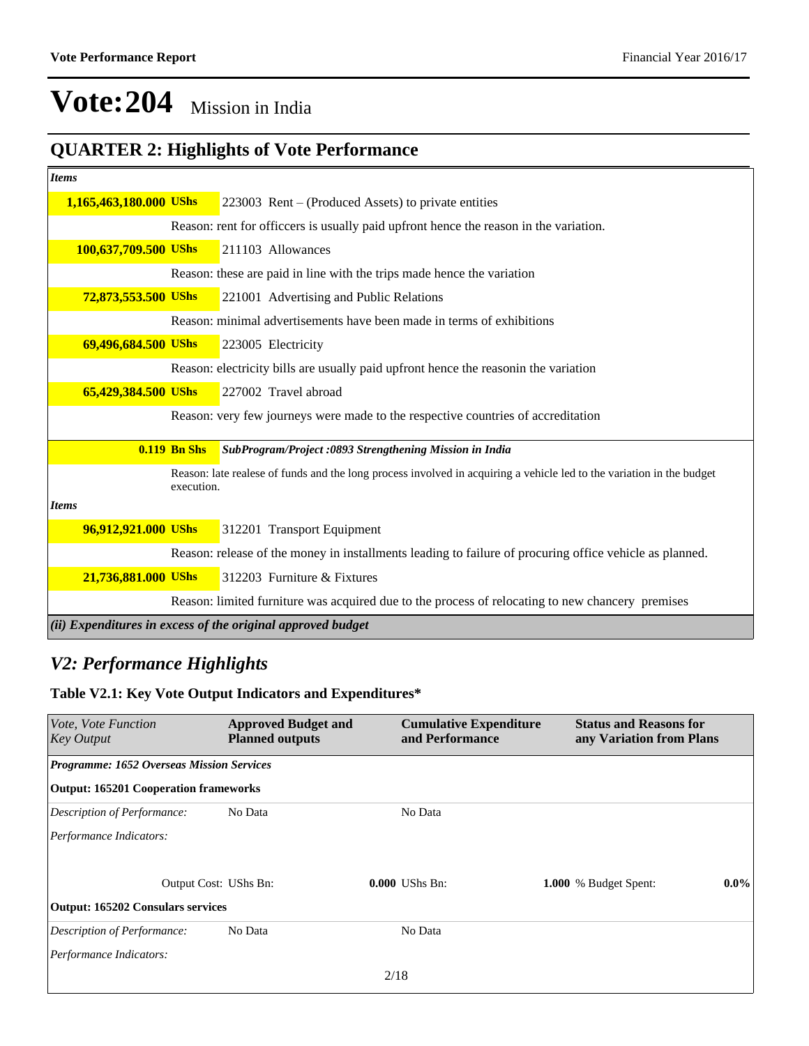# Vote:204 Mission in India

## QUARTER 2: Highlights of Vote Performance

*Items*

| | |
|---|---|
| **1,165,463,180.000 UShs** | 223003 Rent – (Produced Assets) to private entities |
| | Reason: rent for officcers is usually paid upfront hence the reason in the variation. |
| **100,637,709.500 UShs** | 211103 Allowances |
| | Reason: these are paid in line with the trips made hence the variation |
| **72,873,553.500 UShs** | 221001 Advertising and Public Relations |
| | Reason: minimal advertisements have been made in terms of exhibitions |
| **69,496,684.500 UShs** | 223005 Electricity |
| | Reason: electricity bills are usually paid upfront hence the reasonin the variation |
| **65,429,384.500 UShs** | 227002 Travel abroad |
| | Reason: very few journeys were made to the respective countries of accreditation |

| | |
|---|---|
| **0.119 Bn Shs** | ***SubProgram/Project :0893 Strengthening Mission in India*** |
| | Reason: late realese of funds and the long process involved in acquiring a vehicle led to the variation in the budget execution. |

*Items*

| | |
|---|---|
| **96,912,921.000 UShs** | 312201 Transport Equipment |
| | Reason: release of the money in installments leading to failure of procuring office vehicle as planned. |
| **21,736,881.000 UShs** | 312203 Furniture & Fixtures |
| | Reason: limited furniture was acquired due to the process of relocating to new chancery premises |

***(ii) Expenditures in excess of the original approved budget***

## *V2: Performance Highlights*

### Table V2.1: Key Vote Output Indicators and Expenditures*

| *Vote, Vote Function Key Output* | **Approved Budget and Planned outputs** | **Cumulative Expenditure and Performance** | **Status and Reasons for any Variation from Plans** |
|---|---|---|---|
| ***Programme: 1652 Overseas Mission Services*** | | | |
| **Output: 165201 Cooperation frameworks** | | | |
| *Description of Performance:* | No Data | No Data | |
| *Performance Indicators:* | | | |
| Output Cost: | UShs Bn: **0.000** | UShs Bn: **1.000** | % Budget Spent: **0.0%** |
| **Output: 165202 Consulars services** | | | |
| *Description of Performance:* | No Data | No Data | |
| *Performance Indicators:* | | | |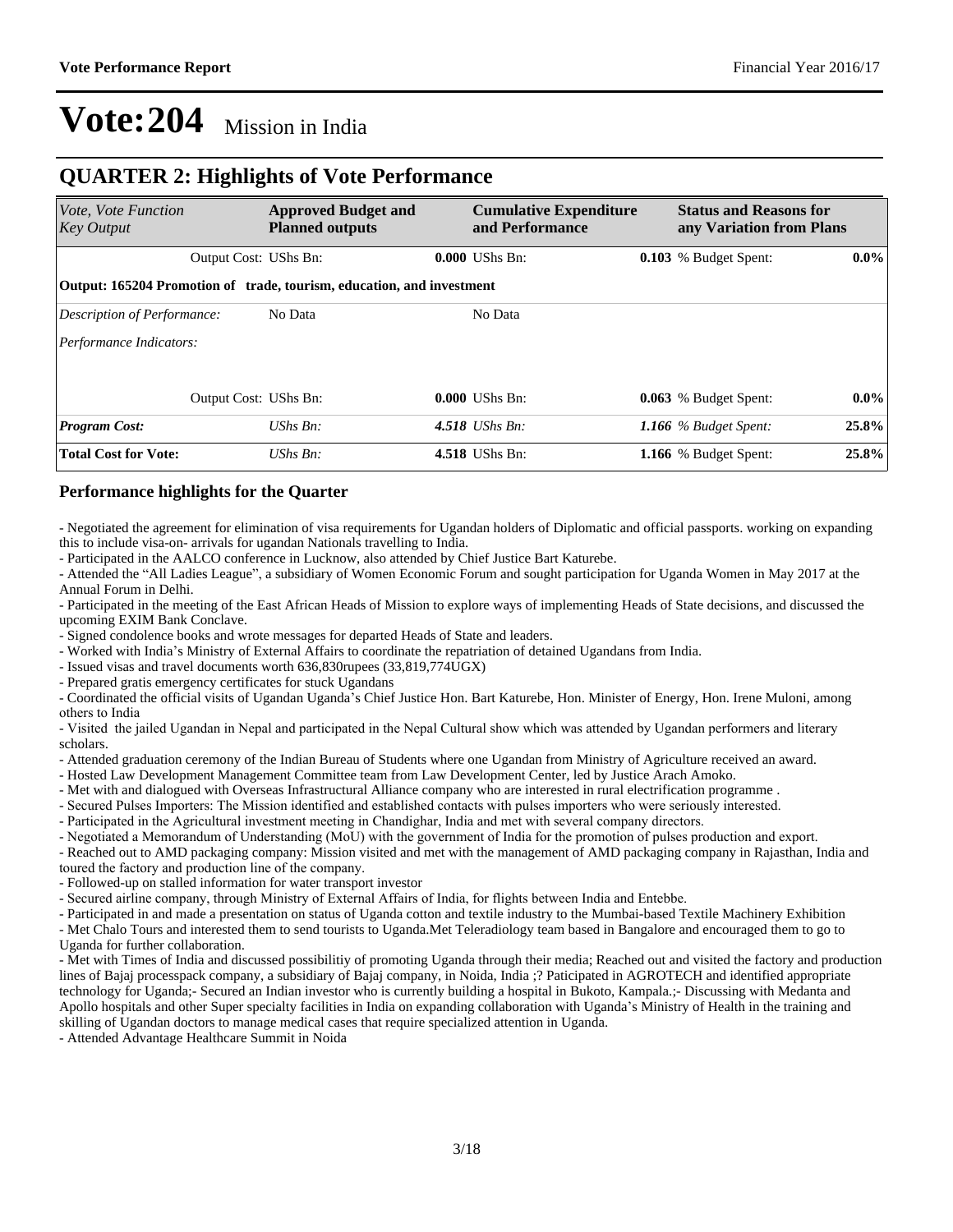# Vote:204 Mission in India

## QUARTER 2: Highlights of Vote Performance

| *Vote, Vote Function Key Output* | **Approved Budget and Planned outputs** | **Cumulative Expenditure and Performance** | **Status and Reasons for any Variation from Plans** | |
|---|---|---|---|---|
| Output Cost: | UShs Bn: 0.000 | UShs Bn: 0.103 | % Budget Spent: | 0.0% |
| **Output: 165204 Promotion of trade, tourism, education, and investment** | | | | |
| *Description of Performance:* | No Data | No Data | | |
| *Performance Indicators:* | | | | |
| Output Cost: | UShs Bn: 0.000 | UShs Bn: 0.063 | % Budget Spent: | 0.0% |
| ***Program Cost:*** | *UShs Bn: 4.518* | *UShs Bn: 1.166* | *% Budget Spent:* | **25.8%** |
| **Total Cost for Vote:** | UShs Bn: **4.518** | UShs Bn: **1.166** | % Budget Spent: | **25.8%** |

### Performance highlights for the Quarter

- Negotiated the agreement for elimination of visa requirements for Ugandan holders of Diplomatic and official passports. working on expanding this to include visa-on- arrivals for ugandan Nationals travelling to India.
- Participated in the AALCO conference in Lucknow, also attended by Chief Justice Bart Katurebe.
- Attended the "All Ladies League", a subsidiary of Women Economic Forum and sought participation for Uganda Women in May 2017 at the Annual Forum in Delhi.
- Participated in the meeting of the East African Heads of Mission to explore ways of implementing Heads of State decisions, and discussed the upcoming EXIM Bank Conclave.
- Signed condolence books and wrote messages for departed Heads of State and leaders.
- Worked with India's Ministry of External Affairs to coordinate the repatriation of detained Ugandans from India.
- Issued visas and travel documents worth 636,830rupees (33,819,774UGX)
- Prepared gratis emergency certificates for stuck Ugandans
- Coordinated the official visits of Ugandan Uganda's Chief Justice Hon. Bart Katurebe, Hon. Minister of Energy, Hon. Irene Muloni, among others to India
- Visited the jailed Ugandan in Nepal and participated in the Nepal Cultural show which was attended by Ugandan performers and literary scholars.
- Attended graduation ceremony of the Indian Bureau of Students where one Ugandan from Ministry of Agriculture received an award.
- Hosted Law Development Management Committee team from Law Development Center, led by Justice Arach Amoko.
- Met with and dialogued with Overseas Infrastructural Alliance company who are interested in rural electrification programme .
- Secured Pulses Importers: The Mission identified and established contacts with pulses importers who were seriously interested.
- Participated in the Agricultural investment meeting in Chandighar, India and met with several company directors.
- Negotiated a Memorandum of Understanding (MoU) with the government of India for the promotion of pulses production and export.
- Reached out to AMD packaging company: Mission visited and met with the management of AMD packaging company in Rajasthan, India and toured the factory and production line of the company.
- Followed-up on stalled information for water transport investor
- Secured airline company, through Ministry of External Affairs of India, for flights between India and Entebbe.
- Participated in and made a presentation on status of Uganda cotton and textile industry to the Mumbai-based Textile Machinery Exhibition
- Met Chalo Tours and interested them to send tourists to Uganda.Met Teleradiology team based in Bangalore and encouraged them to go to Uganda for further collaboration.
- Met with Times of India and discussed possibilitiy of promoting Uganda through their media; Reached out and visited the factory and production lines of Bajaj processpack company, a subsidiary of Bajaj company, in Noida, India ;? Paticipated in AGROTECH and identified appropriate technology for Uganda;- Secured an Indian investor who is currently building a hospital in Bukoto, Kampala.;- Discussing with Medanta and Apollo hospitals and other Super specialty facilities in India on expanding collaboration with Uganda's Ministry of Health in the training and skilling of Ugandan doctors to manage medical cases that require specialized attention in Uganda.
- Attended Advantage Healthcare Summit in Noida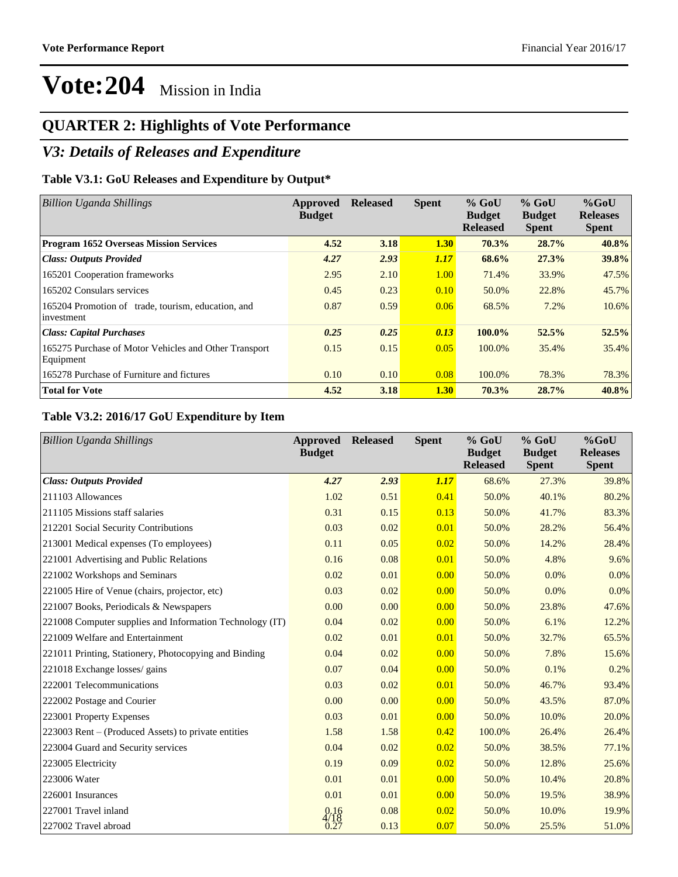# Vote:204 Mission in India

## QUARTER 2: Highlights of Vote Performance

## *V3: Details of Releases and Expenditure*

### Table V3.1: GoU Releases and Expenditure by Output*

| *Billion Uganda Shillings* | Approved Budget | Released | Spent | % GoU Budget Released | % GoU Budget Spent | %GoU Releases Spent |
|---|---|---|---|---|---|---|
| **Program 1652 Overseas Mission Services** | **4.52** | **3.18** | **1.30** | **70.3%** | **28.7%** | **40.8%** |
| ***Class: Outputs Provided*** | ***4.27*** | ***2.93*** | ***1.17*** | **68.6%** | **27.3%** | **39.8%** |
| 165201 Cooperation frameworks | 2.95 | 2.10 | 1.00 | 71.4% | 33.9% | 47.5% |
| 165202 Consulars services | 0.45 | 0.23 | 0.10 | 50.0% | 22.8% | 45.7% |
| 165204 Promotion of trade, tourism, education, and investment | 0.87 | 0.59 | 0.06 | 68.5% | 7.2% | 10.6% |
| ***Class: Capital Purchases*** | ***0.25*** | ***0.25*** | ***0.13*** | **100.0%** | **52.5%** | **52.5%** |
| 165275 Purchase of Motor Vehicles and Other Transport Equipment | 0.15 | 0.15 | 0.05 | 100.0% | 35.4% | 35.4% |
| 165278 Purchase of Furniture and fictures | 0.10 | 0.10 | 0.08 | 100.0% | 78.3% | 78.3% |
| **Total for Vote** | **4.52** | **3.18** | **1.30** | **70.3%** | **28.7%** | **40.8%** |

### Table V3.2: 2016/17 GoU Expenditure by Item

| *Billion Uganda Shillings* | Approved Budget | Released | Spent | % GoU Budget Released | % GoU Budget Spent | %GoU Releases Spent |
|---|---|---|---|---|---|---|
| ***Class: Outputs Provided*** | ***4.27*** | ***2.93*** | ***1.17*** | 68.6% | 27.3% | 39.8% |
| 211103 Allowances | 1.02 | 0.51 | 0.41 | 50.0% | 40.1% | 80.2% |
| 211105 Missions staff salaries | 0.31 | 0.15 | 0.13 | 50.0% | 41.7% | 83.3% |
| 212201 Social Security Contributions | 0.03 | 0.02 | 0.01 | 50.0% | 28.2% | 56.4% |
| 213001 Medical expenses (To employees) | 0.11 | 0.05 | 0.02 | 50.0% | 14.2% | 28.4% |
| 221001 Advertising and Public Relations | 0.16 | 0.08 | 0.01 | 50.0% | 4.8% | 9.6% |
| 221002 Workshops and Seminars | 0.02 | 0.01 | 0.00 | 50.0% | 0.0% | 0.0% |
| 221005 Hire of Venue (chairs, projector, etc) | 0.03 | 0.02 | 0.00 | 50.0% | 0.0% | 0.0% |
| 221007 Books, Periodicals & Newspapers | 0.00 | 0.00 | 0.00 | 50.0% | 23.8% | 47.6% |
| 221008 Computer supplies and Information Technology (IT) | 0.04 | 0.02 | 0.00 | 50.0% | 6.1% | 12.2% |
| 221009 Welfare and Entertainment | 0.02 | 0.01 | 0.01 | 50.0% | 32.7% | 65.5% |
| 221011 Printing, Stationery, Photocopying and Binding | 0.04 | 0.02 | 0.00 | 50.0% | 7.8% | 15.6% |
| 221018 Exchange losses/ gains | 0.07 | 0.04 | 0.00 | 50.0% | 0.1% | 0.2% |
| 222001 Telecommunications | 0.03 | 0.02 | 0.01 | 50.0% | 46.7% | 93.4% |
| 222002 Postage and Courier | 0.00 | 0.00 | 0.00 | 50.0% | 43.5% | 87.0% |
| 223001 Property Expenses | 0.03 | 0.01 | 0.00 | 50.0% | 10.0% | 20.0% |
| 223003 Rent – (Produced Assets) to private entities | 1.58 | 1.58 | 0.42 | 100.0% | 26.4% | 26.4% |
| 223004 Guard and Security services | 0.04 | 0.02 | 0.02 | 50.0% | 38.5% | 77.1% |
| 223005 Electricity | 0.19 | 0.09 | 0.02 | 50.0% | 12.8% | 25.6% |
| 223006 Water | 0.01 | 0.01 | 0.00 | 50.0% | 10.4% | 20.8% |
| 226001 Insurances | 0.01 | 0.01 | 0.00 | 50.0% | 19.5% | 38.9% |
| 227001 Travel inland | 0.16 | 0.08 | 0.02 | 50.0% | 10.0% | 19.9% |
| 227002 Travel abroad | 0.27 | 0.13 | 0.07 | 50.0% | 25.5% | 51.0% |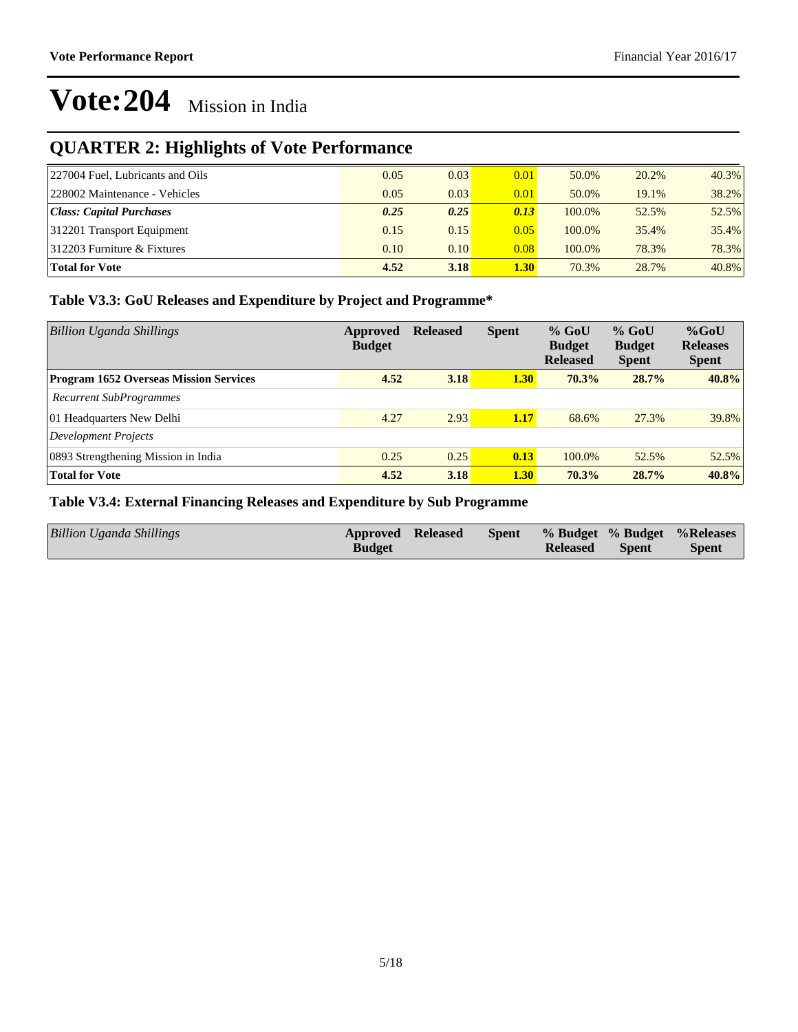# Vote:204 Mission in India

## QUARTER 2: Highlights of Vote Performance

| | | | | | | |
|---|---|---|---|---|---|---|
| 227004 Fuel, Lubricants and Oils | 0.05 | 0.03 | 0.01 | 50.0% | 20.2% | 40.3% |
| 228002 Maintenance - Vehicles | 0.05 | 0.03 | 0.01 | 50.0% | 19.1% | 38.2% |
| ***Class: Capital Purchases*** | ***0.25*** | ***0.25*** | ***0.13*** | 100.0% | 52.5% | 52.5% |
| 312201 Transport Equipment | 0.15 | 0.15 | 0.05 | 100.0% | 35.4% | 35.4% |
| 312203 Furniture & Fixtures | 0.10 | 0.10 | 0.08 | 100.0% | 78.3% | 78.3% |
| **Total for Vote** | **4.52** | **3.18** | **1.30** | 70.3% | 28.7% | 40.8% |

### Table V3.3: GoU Releases and Expenditure by Project and Programme*

| *Billion Uganda Shillings* | Approved Budget | Released | Spent | % GoU Budget Released | % GoU Budget Spent | %GoU Releases Spent |
|---|---|---|---|---|---|---|
| **Program 1652 Overseas Mission Services** | **4.52** | **3.18** | **1.30** | **70.3%** | **28.7%** | **40.8%** |
| *Recurrent SubProgrammes* | | | | | | |
| 01 Headquarters New Delhi | 4.27 | 2.93 | 1.17 | 68.6% | 27.3% | 39.8% |
| *Development Projects* | | | | | | |
| 0893 Strengthening Mission in India | 0.25 | 0.25 | 0.13 | 100.0% | 52.5% | 52.5% |
| **Total for Vote** | **4.52** | **3.18** | **1.30** | **70.3%** | **28.7%** | **40.8%** |

### Table V3.4: External Financing Releases and Expenditure by Sub Programme

| *Billion Uganda Shillings* | Approved Budget | Released | Spent | % Budget Released | % Budget Spent | %Releases Spent |
|---|---|---|---|---|---|---|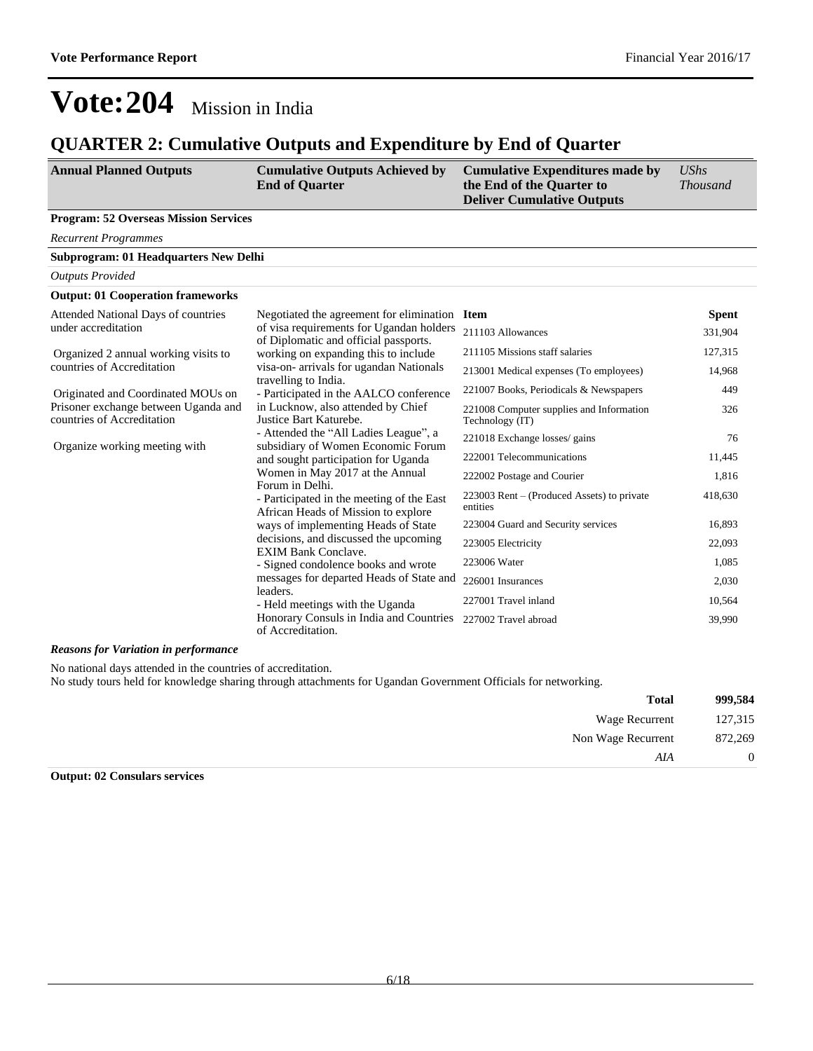# Vote:204 Mission in India

## QUARTER 2: Cumulative Outputs and Expenditure by End of Quarter

| Annual Planned Outputs | Cumulative Outputs Achieved by End of Quarter | Cumulative Expenditures made by the End of the Quarter to Deliver Cumulative Outputs | *UShs Thousand* |
|---|---|---|---|

**Program: 52 Overseas Mission Services**

*Recurrent Programmes*

**Subprogram: 01 Headquarters New Delhi**

*Outputs Provided*

**Output: 01 Cooperation frameworks**

Attended National Days of countries under accreditation

Organized 2 annual working visits to countries of Accreditation

Originated and Coordinated MOUs on Prisoner exchange between Uganda and countries of Accreditation

Organize working meeting with

Negotiated the agreement for elimination of visa requirements for Ugandan holders of Diplomatic and official passports. working on expanding this to include visa-on- arrivals for ugandan Nationals travelling to India.
- Participated in the AALCO conference in Lucknow, also attended by Chief Justice Bart Katurebe.
- Attended the "All Ladies League", a subsidiary of Women Economic Forum and sought participation for Uganda Women in May 2017 at the Annual Forum in Delhi.
- Participated in the meeting of the East African Heads of Mission to explore ways of implementing Heads of State decisions, and discussed the upcoming EXIM Bank Conclave.
- Signed condolence books and wrote messages for departed Heads of State and leaders.
- Held meetings with the Uganda Honorary Consuls in India and Countries of Accreditation.

| Item | Spent |
|---|---|
| 211103 Allowances | 331,904 |
| 211105 Missions staff salaries | 127,315 |
| 213001 Medical expenses (To employees) | 14,968 |
| 221007 Books, Periodicals & Newspapers | 449 |
| 221008 Computer supplies and Information Technology (IT) | 326 |
| 221018 Exchange losses/ gains | 76 |
| 222001 Telecommunications | 11,445 |
| 222002 Postage and Courier | 1,816 |
| 223003 Rent – (Produced Assets) to private entities | 418,630 |
| 223004 Guard and Security services | 16,893 |
| 223005 Electricity | 22,093 |
| 223006 Water | 1,085 |
| 226001 Insurances | 2,030 |
| 227001 Travel inland | 10,564 |
| 227002 Travel abroad | 39,990 |

***Reasons for Variation in performance***

No national days attended in the countries of accreditation.
No study tours held for knowledge sharing through attachments for Ugandan Government Officials for networking.

| | |
|---|---|
| **Total** | **999,584** |
| Wage Recurrent | 127,315 |
| Non Wage Recurrent | 872,269 |
| *AIA* | 0 |

**Output: 02 Consulars services**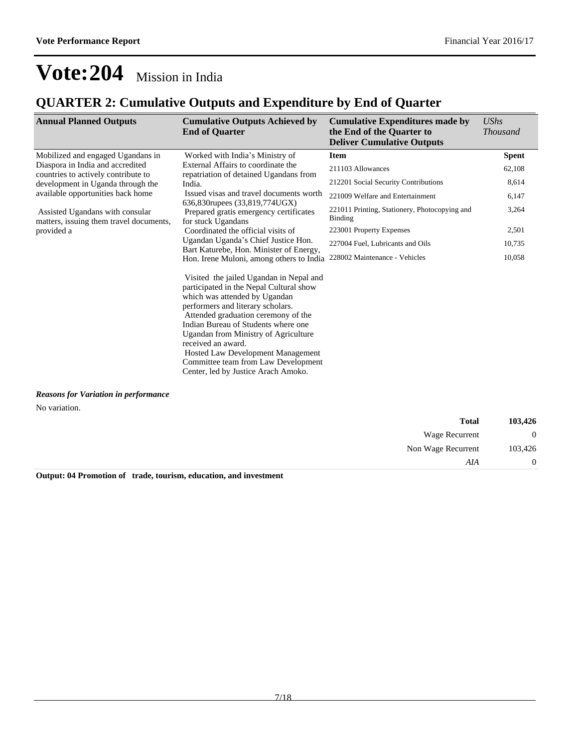# Vote:204 Mission in India

## QUARTER 2: Cumulative Outputs and Expenditure by End of Quarter

| Annual Planned Outputs | Cumulative Outputs Achieved by End of Quarter | Cumulative Expenditures made by the End of the Quarter to Deliver Cumulative Outputs | *UShs Thousand* |
|---|---|---|---|
| Mobilized and engaged Ugandans in Diaspora in India and accredited countries to actively contribute to development in Uganda through the available opportunities back home<br><br>Assisted Ugandans with consular matters, issuing them travel documents, provided a | Worked with India's Ministry of External Affairs to coordinate the repatriation of detained Ugandans from India.<br>Issued visas and travel documents worth 636,830rupees (33,819,774UGX)<br>Prepared gratis emergency certificates for stuck Ugandans<br>Coordinated the official visits of Ugandan Uganda's Chief Justice Hon. Bart Katurebe, Hon. Minister of Energy, Hon. Irene Muloni, among others to India<br><br>Visited the jailed Ugandan in Nepal and participated in the Nepal Cultural show which was attended by Ugandan performers and literary scholars.<br>Attended graduation ceremony of the Indian Bureau of Students where one Ugandan from Ministry of Agriculture received an award.<br>Hosted Law Development Management Committee team from Law Development Center, led by Justice Arach Amoko. | **Item** | **Spent** |
| | | 211103 Allowances | 62,108 |
| | | 212201 Social Security Contributions | 8,614 |
| | | 221009 Welfare and Entertainment | 6,147 |
| | | 221011 Printing, Stationery, Photocopying and Binding | 3,264 |
| | | 223001 Property Expenses | 2,501 |
| | | 227004 Fuel, Lubricants and Oils | 10,735 |
| | | 228002 Maintenance - Vehicles | 10,058 |

***Reasons for Variation in performance***

No variation.

| | |
|---|---|
| **Total** | **103,426** |
| Wage Recurrent | 0 |
| Non Wage Recurrent | 103,426 |
| *AIA* | 0 |

**Output: 04 Promotion of trade, tourism, education, and investment**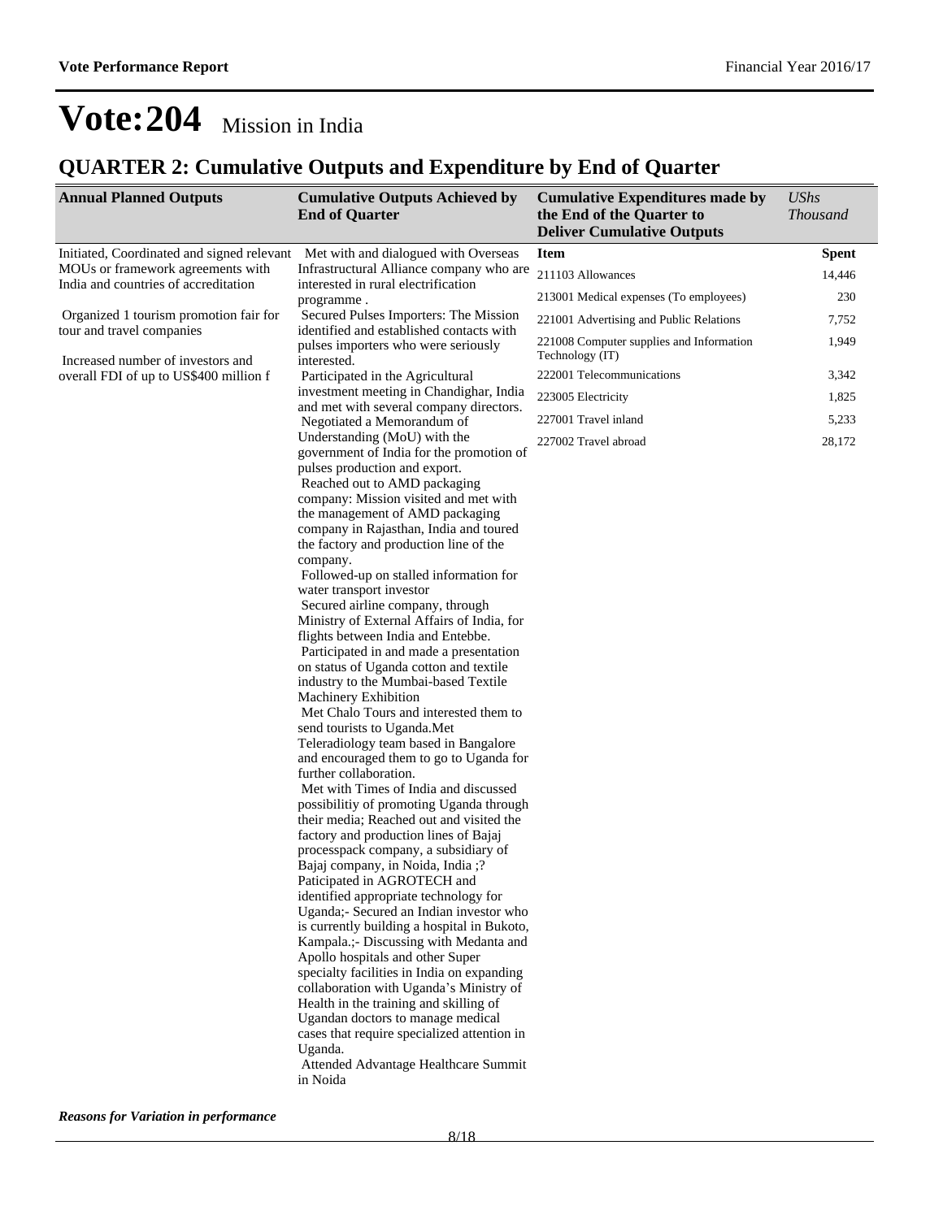# Vote:204 Mission in India

## QUARTER 2: Cumulative Outputs and Expenditure by End of Quarter

| Annual Planned Outputs | Cumulative Outputs Achieved by End of Quarter | Cumulative Expenditures made by the End of the Quarter to Deliver Cumulative Outputs | *UShs Thousand* |
|---|---|---|---|
| Initiated, Coordinated and signed relevant MOUs or framework agreements with India and countries of accreditation<br><br>Organized 1 tourism promotion fair for tour and travel companies<br><br>Increased number of investors and overall FDI of up to US$400 million f | Met with and dialogued with Overseas Infrastructural Alliance company who are interested in rural electrification programme .<br>Secured Pulses Importers: The Mission identified and established contacts with pulses importers who were seriously interested.<br>Participated in the Agricultural investment meeting in Chandighar, India and met with several company directors.<br>Negotiated a Memorandum of Understanding (MoU) with the government of India for the promotion of pulses production and export.<br>Reached out to AMD packaging company: Mission visited and met with the management of AMD packaging company in Rajasthan, India and toured the factory and production line of the company.<br>Followed-up on stalled information for water transport investor<br>Secured airline company, through Ministry of External Affairs of India, for flights between India and Entebbe.<br>Participated in and made a presentation on status of Uganda cotton and textile industry to the Mumbai-based Textile Machinery Exhibition<br>Met Chalo Tours and interested them to send tourists to Uganda.Met Teleradiology team based in Bangalore and encouraged them to go to Uganda for further collaboration.<br>Met with Times of India and discussed possibilitiy of promoting Uganda through their media; Reached out and visited the factory and production lines of Bajaj processpack company, a subsidiary of Bajaj company, in Noida, India ;? Paticipated in AGROTECH and identified appropriate technology for Uganda;- Secured an Indian investor who is currently building a hospital in Bukoto, Kampala.;- Discussing with Medanta and Apollo hospitals and other Super specialty facilities in India on expanding collaboration with Uganda's Ministry of Health in the training and skilling of Ugandan doctors to manage medical cases that require specialized attention in Uganda.<br>Attended Advantage Healthcare Summit in Noida | **Item** | **Spent** |
| | | 211103 Allowances | 14,446 |
| | | 213001 Medical expenses (To employees) | 230 |
| | | 221001 Advertising and Public Relations | 7,752 |
| | | 221008 Computer supplies and Information Technology (IT) | 1,949 |
| | | 222001 Telecommunications | 3,342 |
| | | 223005 Electricity | 1,825 |
| | | 227001 Travel inland | 5,233 |
| | | 227002 Travel abroad | 28,172 |

***Reasons for Variation in performance***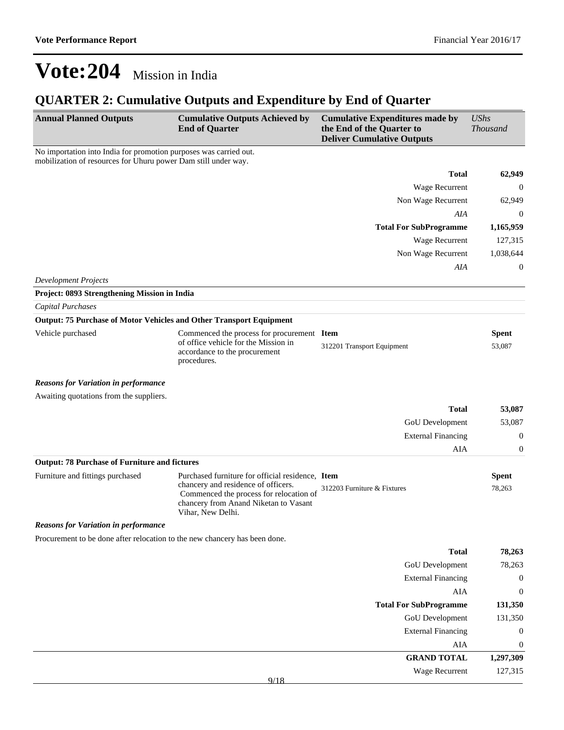# Vote:204 Mission in India

## QUARTER 2: Cumulative Outputs and Expenditure by End of Quarter

| Annual Planned Outputs | Cumulative Outputs Achieved by End of Quarter | Cumulative Expenditures made by the End of the Quarter to Deliver Cumulative Outputs | *UShs Thousand* |
|---|---|---|---|

No importation into India for promotion purposes was carried out.
mobilization of resources for Uhuru power Dam still under way.

| | |
|---|---|
| **Total** | **62,949** |
| Wage Recurrent | 0 |
| Non Wage Recurrent | 62,949 |
| *AIA* | 0 |
| **Total For SubProgramme** | **1,165,959** |
| Wage Recurrent | 127,315 |
| Non Wage Recurrent | 1,038,644 |
| *AIA* | 0 |

*Development Projects*

**Project: 0893 Strengthening Mission in India**

*Capital Purchases*

**Output: 75 Purchase of Motor Vehicles and Other Transport Equipment**

| Annual Planned Outputs | Cumulative Outputs Achieved by End of Quarter | Item | Spent |
|---|---|---|---|
| Vehicle purchased | Commenced the process for procurement of office vehicle for the Mission in accordance to the procurement procedures. | 312201 Transport Equipment | 53,087 |

***Reasons for Variation in performance***

Awaiting quotations from the suppliers.

| | |
|---|---|
| **Total** | **53,087** |
| GoU Development | 53,087 |
| External Financing | 0 |
| AIA | 0 |

**Output: 78 Purchase of Furniture and fictures**

| Annual Planned Outputs | Cumulative Outputs Achieved by End of Quarter | Item | Spent |
|---|---|---|---|
| Furniture and fittings purchased | Purchased furniture for official residence, chancery and residence of officers. Commenced the process for relocation of chancery from Anand Niketan to Vasant Vihar, New Delhi. | 312203 Furniture & Fixtures | 78,263 |

***Reasons for Variation in performance***

Procurement to be done after relocation to the new chancery has been done.

| | |
|---|---|
| **Total** | **78,263** |
| GoU Development | 78,263 |
| External Financing | 0 |
| AIA | 0 |
| **Total For SubProgramme** | **131,350** |
| GoU Development | 131,350 |
| External Financing | 0 |
| AIA | 0 |
| **GRAND TOTAL** | **1,297,309** |
| Wage Recurrent | 127,315 |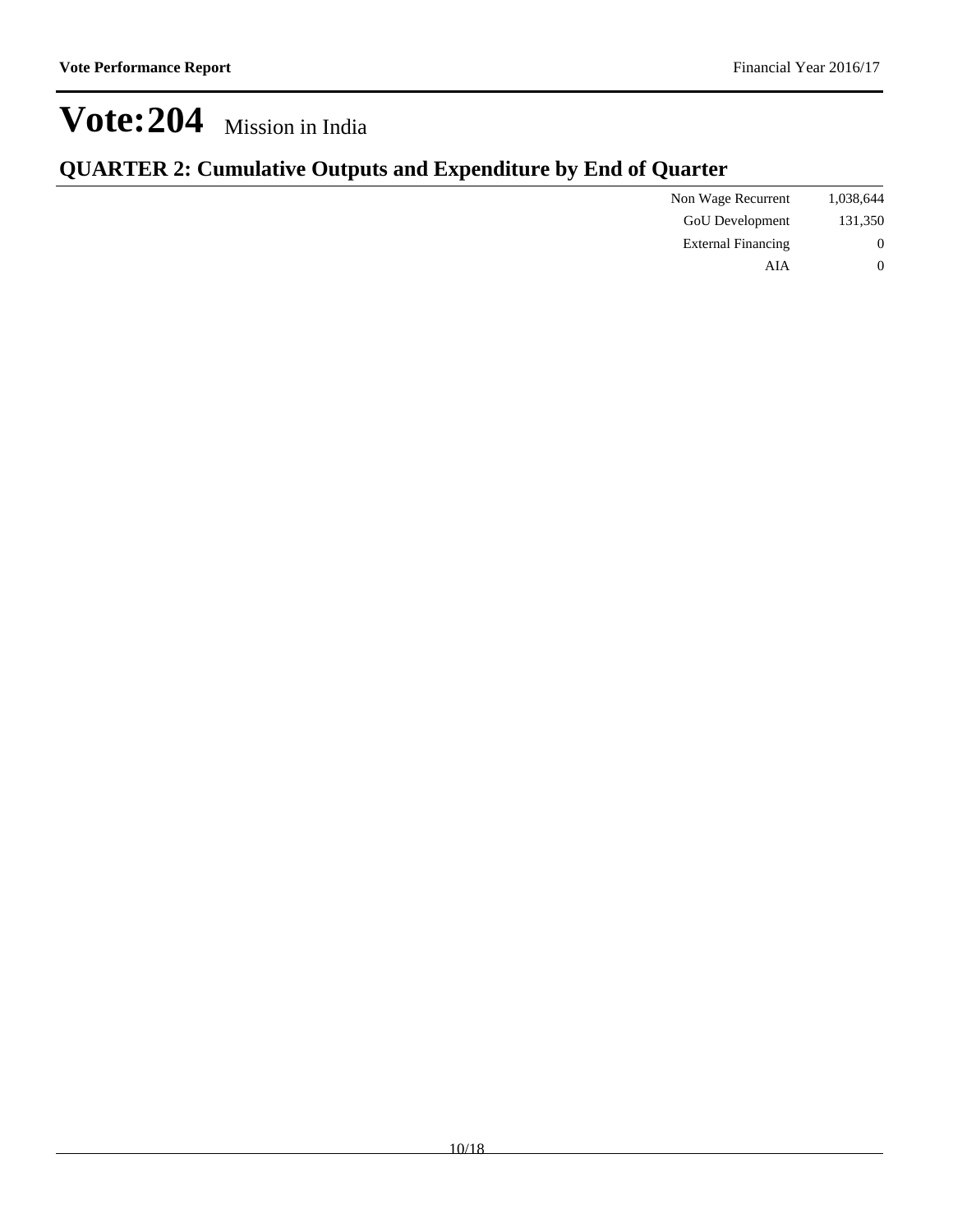# Vote:204 Mission in India

## QUARTER 2: Cumulative Outputs and Expenditure by End of Quarter

| | |
|---|---|
| Non Wage Recurrent | 1,038,644 |
| GoU Development | 131,350 |
| External Financing | 0 |
| AIA | 0 |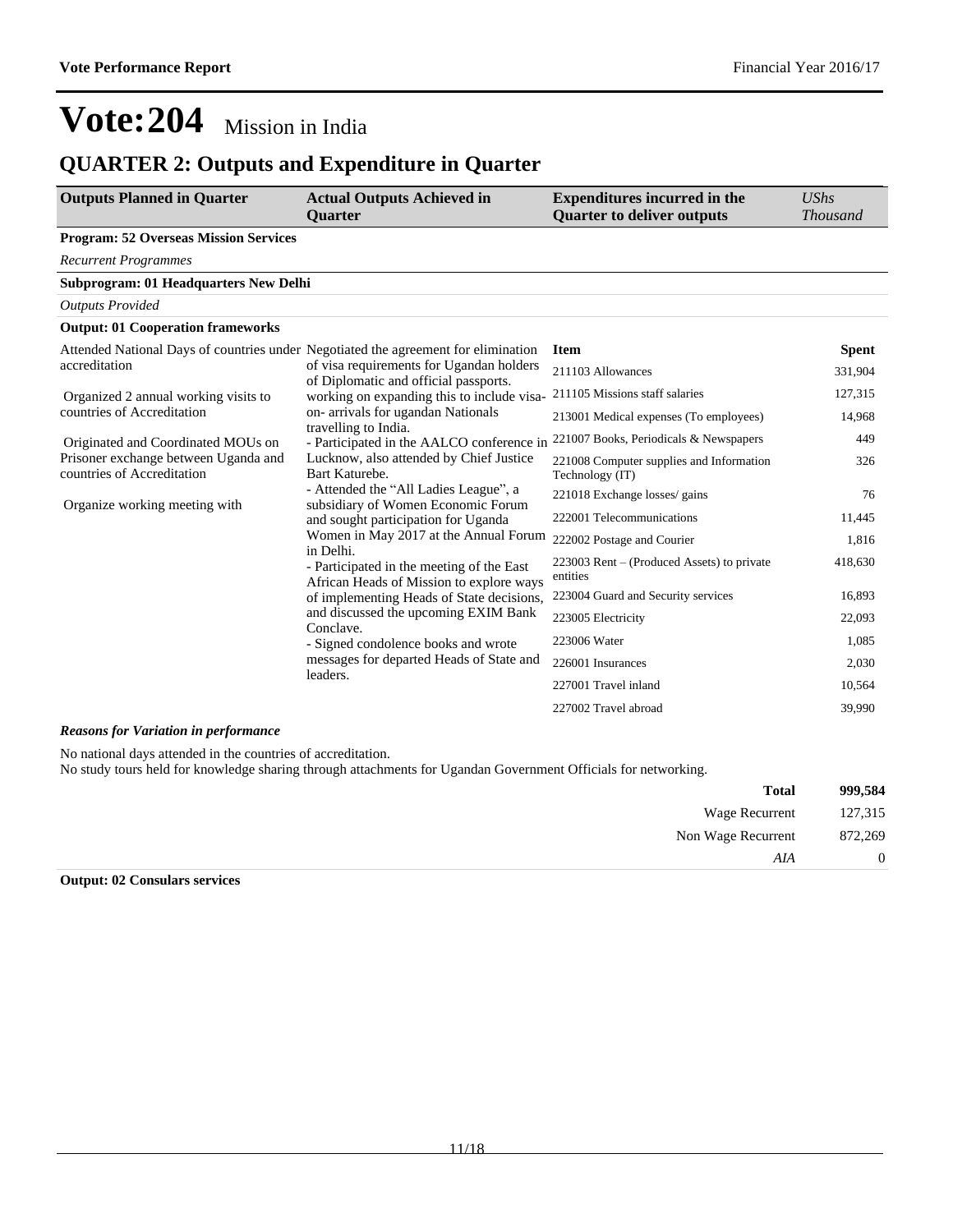# Vote:204 Mission in India

## QUARTER 2: Outputs and Expenditure in Quarter

| Outputs Planned in Quarter | Actual Outputs Achieved in Quarter | Expenditures incurred in the Quarter to deliver outputs | UShs Thousand |
|---|---|---|---|

**Program: 52 Overseas Mission Services**

*Recurrent Programmes*

**Subprogram: 01 Headquarters New Delhi**

*Outputs Provided*

**Output: 01 Cooperation frameworks**

| Outputs Planned in Quarter | Actual Outputs Achieved in Quarter | Item | Spent |
|---|---|---|---|
| Attended National Days of countries under accreditation<br><br>Organized 2 annual working visits to countries of Accreditation<br><br>Originated and Coordinated MOUs on Prisoner exchange between Uganda and countries of Accreditation<br><br>Organize working meeting with | Negotiated the agreement for elimination of visa requirements for Ugandan holders of Diplomatic and official passports. working on expanding this to include visa-on- arrivals for ugandan Nationals travelling to India.<br>- Participated in the AALCO conference in Lucknow, also attended by Chief Justice Bart Katurebe.<br>- Attended the "All Ladies League", a subsidiary of Women Economic Forum and sought participation for Uganda Women in May 2017 at the Annual Forum in Delhi.<br>- Participated in the meeting of the East African Heads of Mission to explore ways of implementing Heads of State decisions, and discussed the upcoming EXIM Bank Conclave.<br>- Signed condolence books and wrote messages for departed Heads of State and leaders. | 211103 Allowances | 331,904 |
| | | 211105 Missions staff salaries | 127,315 |
| | | 213001 Medical expenses (To employees) | 14,968 |
| | | 221007 Books, Periodicals & Newspapers | 449 |
| | | 221008 Computer supplies and Information Technology (IT) | 326 |
| | | 221018 Exchange losses/ gains | 76 |
| | | 222001 Telecommunications | 11,445 |
| | | 222002 Postage and Courier | 1,816 |
| | | 223003 Rent – (Produced Assets) to private entities | 418,630 |
| | | 223004 Guard and Security services | 16,893 |
| | | 223005 Electricity | 22,093 |
| | | 223006 Water | 1,085 |
| | | 226001 Insurances | 2,030 |
| | | 227001 Travel inland | 10,564 |
| | | 227002 Travel abroad | 39,990 |

***Reasons for Variation in performance***

No national days attended in the countries of accreditation.
No study tours held for knowledge sharing through attachments for Ugandan Government Officials for networking.

| | |
|---|---|
| **Total** | **999,584** |
| Wage Recurrent | 127,315 |
| Non Wage Recurrent | 872,269 |
| *AIA* | 0 |

**Output: 02 Consulars services**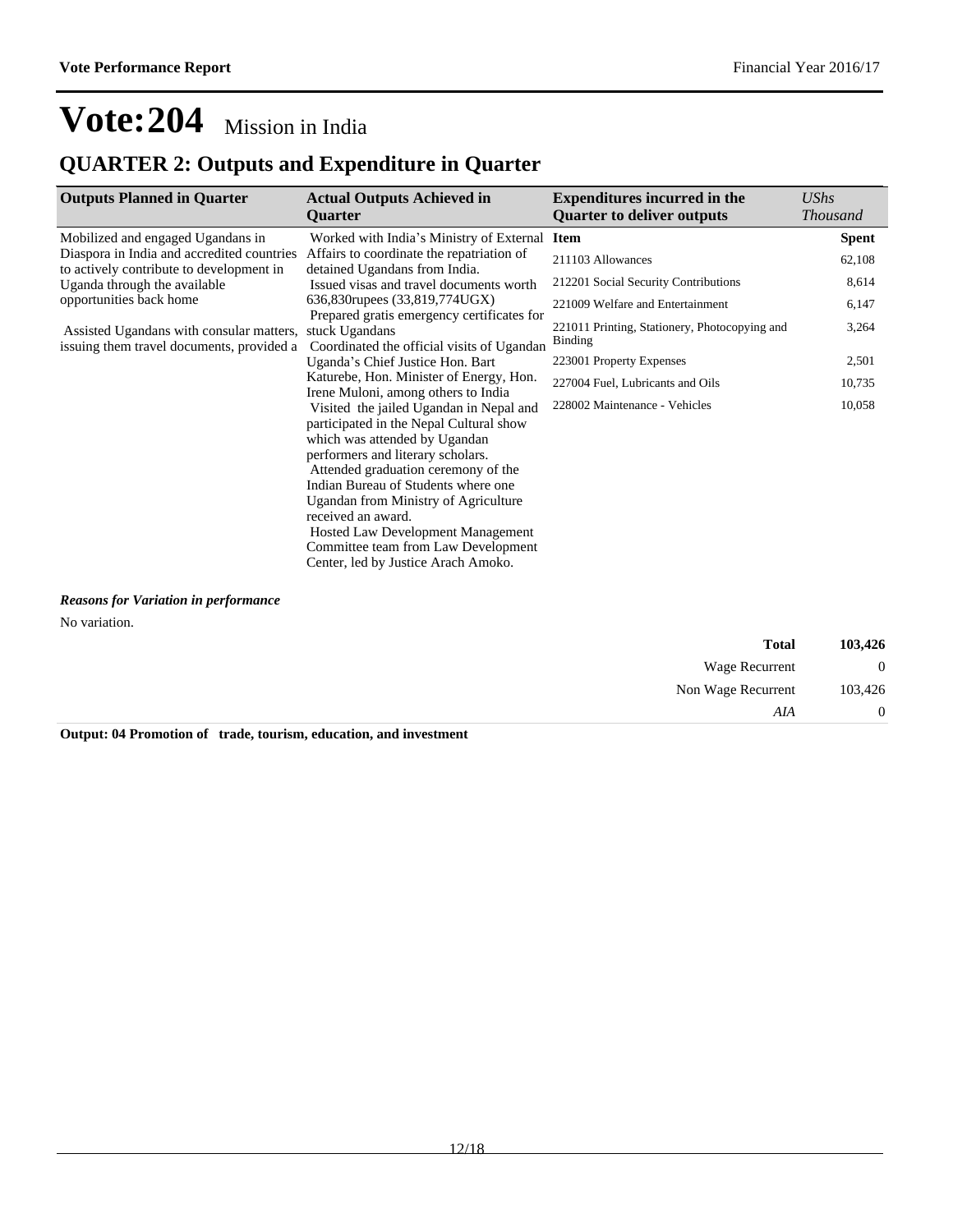# Vote:204 Mission in India

## QUARTER 2: Outputs and Expenditure in Quarter

| Outputs Planned in Quarter | Actual Outputs Achieved in Quarter | Expenditures incurred in the Quarter to deliver outputs | *UShs Thousand* |
|---|---|---|---|
| Mobilized and engaged Ugandans in Diaspora in India and accredited countries to actively contribute to development in Uganda through the available opportunities back home<br><br>Assisted Ugandans with consular matters, issuing them travel documents, provided a | Worked with India's Ministry of External Affairs to coordinate the repatriation of detained Ugandans from India.<br>Issued visas and travel documents worth 636,830rupees (33,819,774UGX)<br>Prepared gratis emergency certificates for stuck Ugandans<br>Coordinated the official visits of Ugandan Uganda's Chief Justice Hon. Bart Katurebe, Hon. Minister of Energy, Hon. Irene Muloni, among others to India<br>Visited the jailed Ugandan in Nepal and participated in the Nepal Cultural show which was attended by Ugandan performers and literary scholars.<br>Attended graduation ceremony of the Indian Bureau of Students where one Ugandan from Ministry of Agriculture received an award.<br>Hosted Law Development Management Committee team from Law Development Center, led by Justice Arach Amoko. | **Item** | **Spent** |
| | | 211103 Allowances | 62,108 |
| | | 212201 Social Security Contributions | 8,614 |
| | | 221009 Welfare and Entertainment | 6,147 |
| | | 221011 Printing, Stationery, Photocopying and Binding | 3,264 |
| | | 223001 Property Expenses | 2,501 |
| | | 227004 Fuel, Lubricants and Oils | 10,735 |
| | | 228002 Maintenance - Vehicles | 10,058 |

***Reasons for Variation in performance***

No variation.

| | |
|---|---|
| **Total** | **103,426** |
| Wage Recurrent | 0 |
| Non Wage Recurrent | 103,426 |
| *AIA* | 0 |

**Output: 04 Promotion of trade, tourism, education, and investment**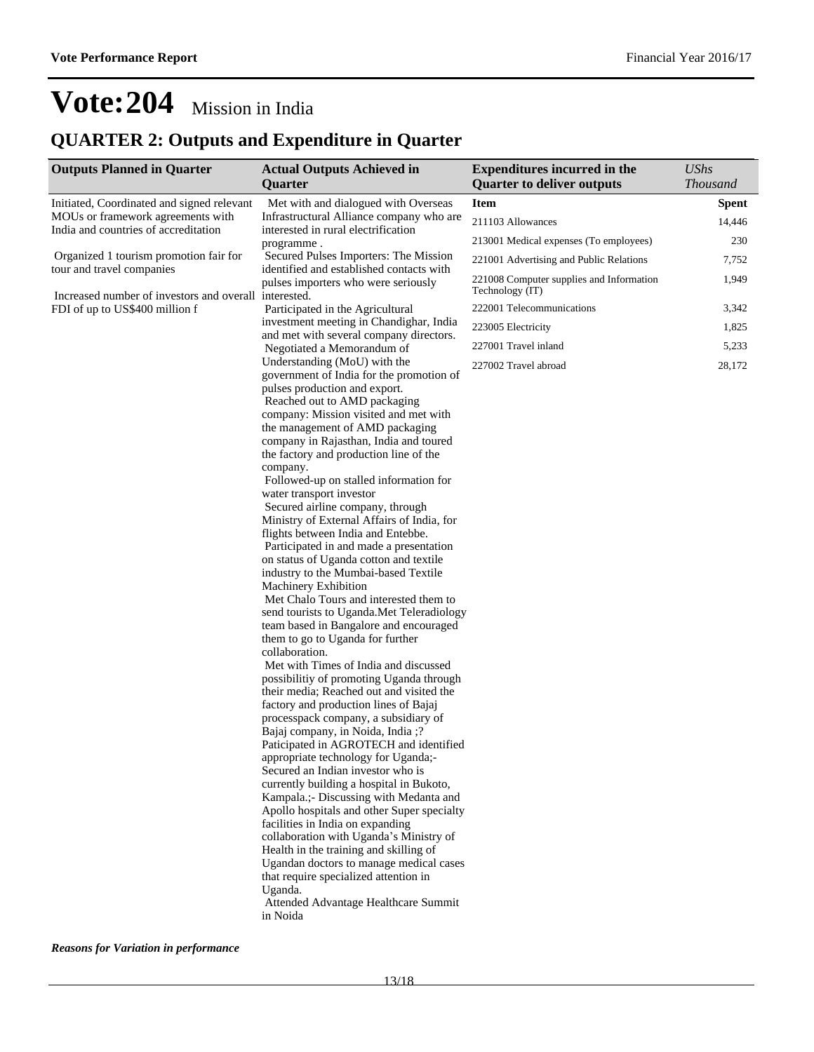# Vote:204 Mission in India

## QUARTER 2: Outputs and Expenditure in Quarter

| Outputs Planned in Quarter | Actual Outputs Achieved in Quarter | Expenditures incurred in the Quarter to deliver outputs | *UShs Thousand* |
|---|---|---|---|
| Initiated, Coordinated and signed relevant MOUs or framework agreements with India and countries of accreditation<br><br>Organized 1 tourism promotion fair for tour and travel companies<br><br>Increased number of investors and overall FDI of up to US$400 million f | Met with and dialogued with Overseas Infrastructural Alliance company who are interested in rural electrification programme .<br>Secured Pulses Importers: The Mission identified and established contacts with pulses importers who were seriously interested.<br>Participated in the Agricultural investment meeting in Chandighar, India and met with several company directors.<br>Negotiated a Memorandum of Understanding (MoU) with the government of India for the promotion of pulses production and export.<br>Reached out to AMD packaging company: Mission visited and met with the management of AMD packaging company in Rajasthan, India and toured the factory and production line of the company.<br>Followed-up on stalled information for water transport investor<br>Secured airline company, through Ministry of External Affairs of India, for flights between India and Entebbe.<br>Participated in and made a presentation on status of Uganda cotton and textile industry to the Mumbai-based Textile Machinery Exhibition<br>Met Chalo Tours and interested them to send tourists to Uganda.Met Teleradiology team based in Bangalore and encouraged them to go to Uganda for further collaboration.<br>Met with Times of India and discussed possibilitiy of promoting Uganda through their media; Reached out and visited the factory and production lines of Bajaj processpack company, a subsidiary of Bajaj company, in Noida, India ;? Paticipated in AGROTECH and identified appropriate technology for Uganda;- Secured an Indian investor who is currently building a hospital in Bukoto, Kampala.;- Discussing with Medanta and Apollo hospitals and other Super specialty facilities in India on expanding collaboration with Uganda's Ministry of Health in the training and skilling of Ugandan doctors to manage medical cases that require specialized attention in Uganda.<br>Attended Advantage Healthcare Summit in Noida | **Item** | **Spent** |
| | | 211103 Allowances | 14,446 |
| | | 213001 Medical expenses (To employees) | 230 |
| | | 221001 Advertising and Public Relations | 7,752 |
| | | 221008 Computer supplies and Information Technology (IT) | 1,949 |
| | | 222001 Telecommunications | 3,342 |
| | | 223005 Electricity | 1,825 |
| | | 227001 Travel inland | 5,233 |
| | | 227002 Travel abroad | 28,172 |

***Reasons for Variation in performance***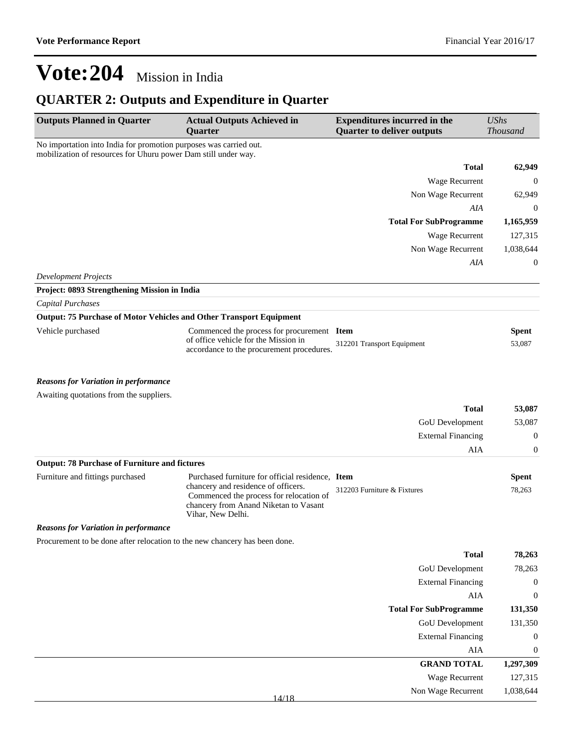# Vote:204 Mission in India

## QUARTER 2: Outputs and Expenditure in Quarter

| Outputs Planned in Quarter | Actual Outputs Achieved in Quarter | Expenditures incurred in the Quarter to deliver outputs | *UShs Thousand* |
|---|---|---|---|

No importation into India for promotion purposes was carried out.
mobilization of resources for Uhuru power Dam still under way.

| | |
|---|---|
| **Total** | **62,949** |
| Wage Recurrent | 0 |
| Non Wage Recurrent | 62,949 |
| *AIA* | 0 |
| **Total For SubProgramme** | **1,165,959** |
| Wage Recurrent | 127,315 |
| Non Wage Recurrent | 1,038,644 |
| *AIA* | 0 |

*Development Projects*

**Project: 0893 Strengthening Mission in India**

*Capital Purchases*

**Output: 75 Purchase of Motor Vehicles and Other Transport Equipment**

| Outputs Planned in Quarter | Actual Outputs Achieved in Quarter | Item | Spent |
|---|---|---|---|
| Vehicle purchased | Commenced the process for procurement of office vehicle for the Mission in accordance to the procurement procedures. | 312201 Transport Equipment | 53,087 |

***Reasons for Variation in performance***

Awaiting quotations from the suppliers.

| | |
|---|---|
| **Total** | **53,087** |
| GoU Development | 53,087 |
| External Financing | 0 |
| AIA | 0 |

**Output: 78 Purchase of Furniture and fictures**

| Outputs Planned in Quarter | Actual Outputs Achieved in Quarter | Item | Spent |
|---|---|---|---|
| Furniture and fittings purchased | Purchased furniture for official residence, chancery and residence of officers. Commenced the process for relocation of chancery from Anand Niketan to Vasant Vihar, New Delhi. | 312203 Furniture & Fixtures | 78,263 |

***Reasons for Variation in performance***

Procurement to be done after relocation to the new chancery has been done.

| | |
|---|---|
| **Total** | **78,263** |
| GoU Development | 78,263 |
| External Financing | 0 |
| AIA | 0 |
| **Total For SubProgramme** | **131,350** |
| GoU Development | 131,350 |
| External Financing | 0 |
| AIA | 0 |
| **GRAND TOTAL** | **1,297,309** |
| Wage Recurrent | 127,315 |
| Non Wage Recurrent | 1,038,644 |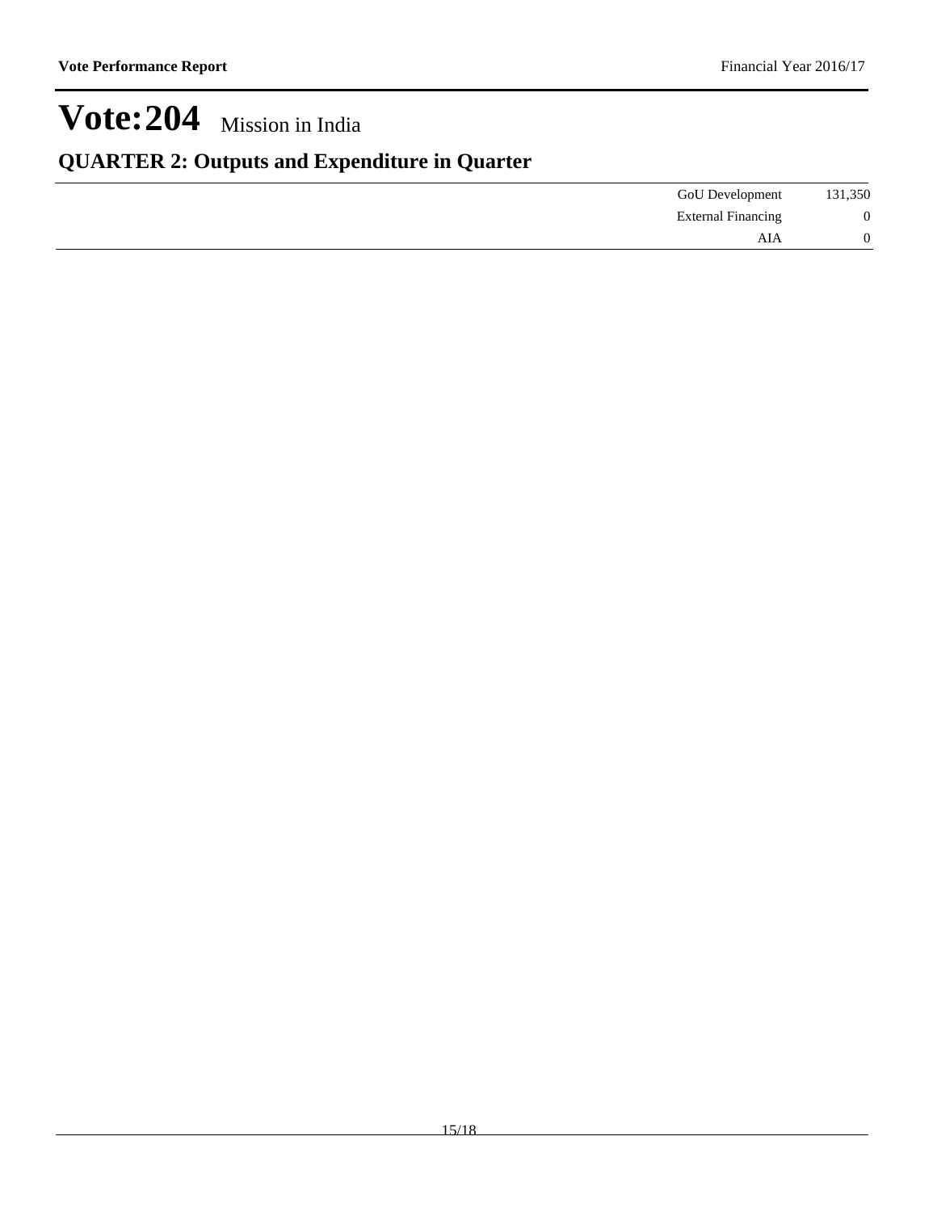# Vote:204 Mission in India

## QUARTER 2: Outputs and Expenditure in Quarter

| | | |
|---|---|---|
| | GoU Development | 131,350 |
| | External Financing | 0 |
| | AIA | 0 |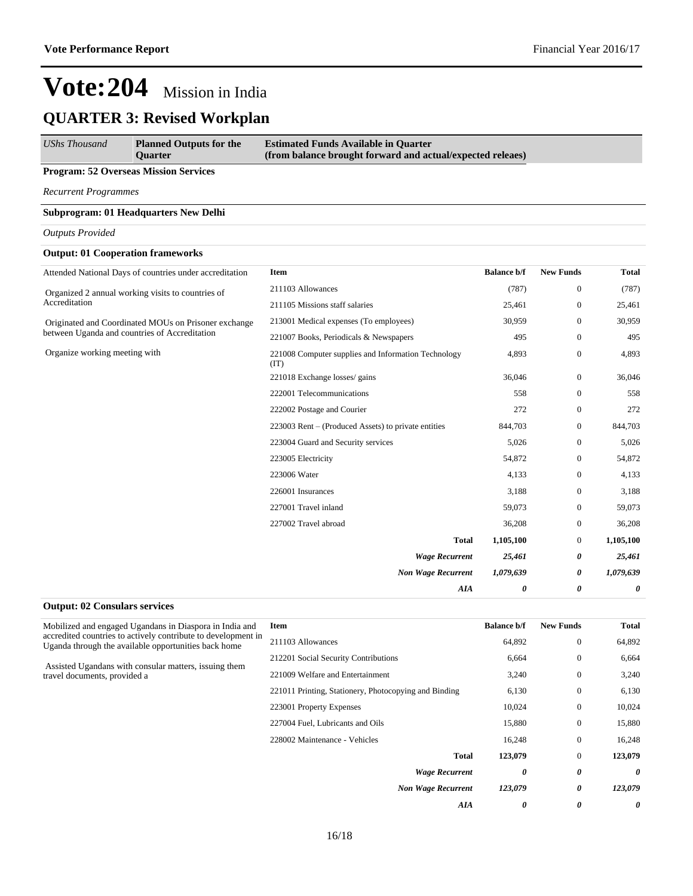# Vote:204 Mission in India

## QUARTER 3: Revised Workplan

| *UShs Thousand* | **Planned Outputs for the Quarter** | **Estimated Funds Available in Quarter (from balance brought forward and actual/expected releaes)** |
|---|---|---|

**Program: 52 Overseas Mission Services**

*Recurrent Programmes*

**Subprogram: 01 Headquarters New Delhi**

*Outputs Provided*

**Output: 01 Cooperation frameworks**

Attended National Days of countries under accreditation

Organized 2 annual working visits to countries of Accreditation

Originated and Coordinated MOUs on Prisoner exchange between Uganda and countries of Accreditation

Organize working meeting with

| Item | Balance b/f | New Funds | Total |
|---|---|---|---|
| 211103 Allowances | (787) | 0 | (787) |
| 211105 Missions staff salaries | 25,461 | 0 | 25,461 |
| 213001 Medical expenses (To employees) | 30,959 | 0 | 30,959 |
| 221007 Books, Periodicals & Newspapers | 495 | 0 | 495 |
| 221008 Computer supplies and Information Technology (IT) | 4,893 | 0 | 4,893 |
| 221018 Exchange losses/ gains | 36,046 | 0 | 36,046 |
| 222001 Telecommunications | 558 | 0 | 558 |
| 222002 Postage and Courier | 272 | 0 | 272 |
| 223003 Rent – (Produced Assets) to private entities | 844,703 | 0 | 844,703 |
| 223004 Guard and Security services | 5,026 | 0 | 5,026 |
| 223005 Electricity | 54,872 | 0 | 54,872 |
| 223006 Water | 4,133 | 0 | 4,133 |
| 226001 Insurances | 3,188 | 0 | 3,188 |
| 227001 Travel inland | 59,073 | 0 | 59,073 |
| 227002 Travel abroad | 36,208 | 0 | 36,208 |
| **Total** | **1,105,100** | 0 | **1,105,100** |
| ***Wage Recurrent*** | ***25,461*** | ***0*** | ***25,461*** |
| ***Non Wage Recurrent*** | ***1,079,639*** | ***0*** | ***1,079,639*** |
| ***AIA*** | ***0*** | ***0*** | ***0*** |

**Output: 02 Consulars services**

Mobilized and engaged Ugandans in Diaspora in India and accredited countries to actively contribute to development in Uganda through the available opportunities back home

Assisted Ugandans with consular matters, issuing them travel documents, provided a

| Item | Balance b/f | New Funds | Total |
|---|---|---|---|
| 211103 Allowances | 64,892 | 0 | 64,892 |
| 212201 Social Security Contributions | 6,664 | 0 | 6,664 |
| 221009 Welfare and Entertainment | 3,240 | 0 | 3,240 |
| 221011 Printing, Stationery, Photocopying and Binding | 6,130 | 0 | 6,130 |
| 223001 Property Expenses | 10,024 | 0 | 10,024 |
| 227004 Fuel, Lubricants and Oils | 15,880 | 0 | 15,880 |
| 228002 Maintenance - Vehicles | 16,248 | 0 | 16,248 |
| **Total** | **123,079** | 0 | **123,079** |
| ***Wage Recurrent*** | ***0*** | ***0*** | ***0*** |
| ***Non Wage Recurrent*** | ***123,079*** | ***0*** | ***123,079*** |
| ***AIA*** | ***0*** | ***0*** | ***0*** |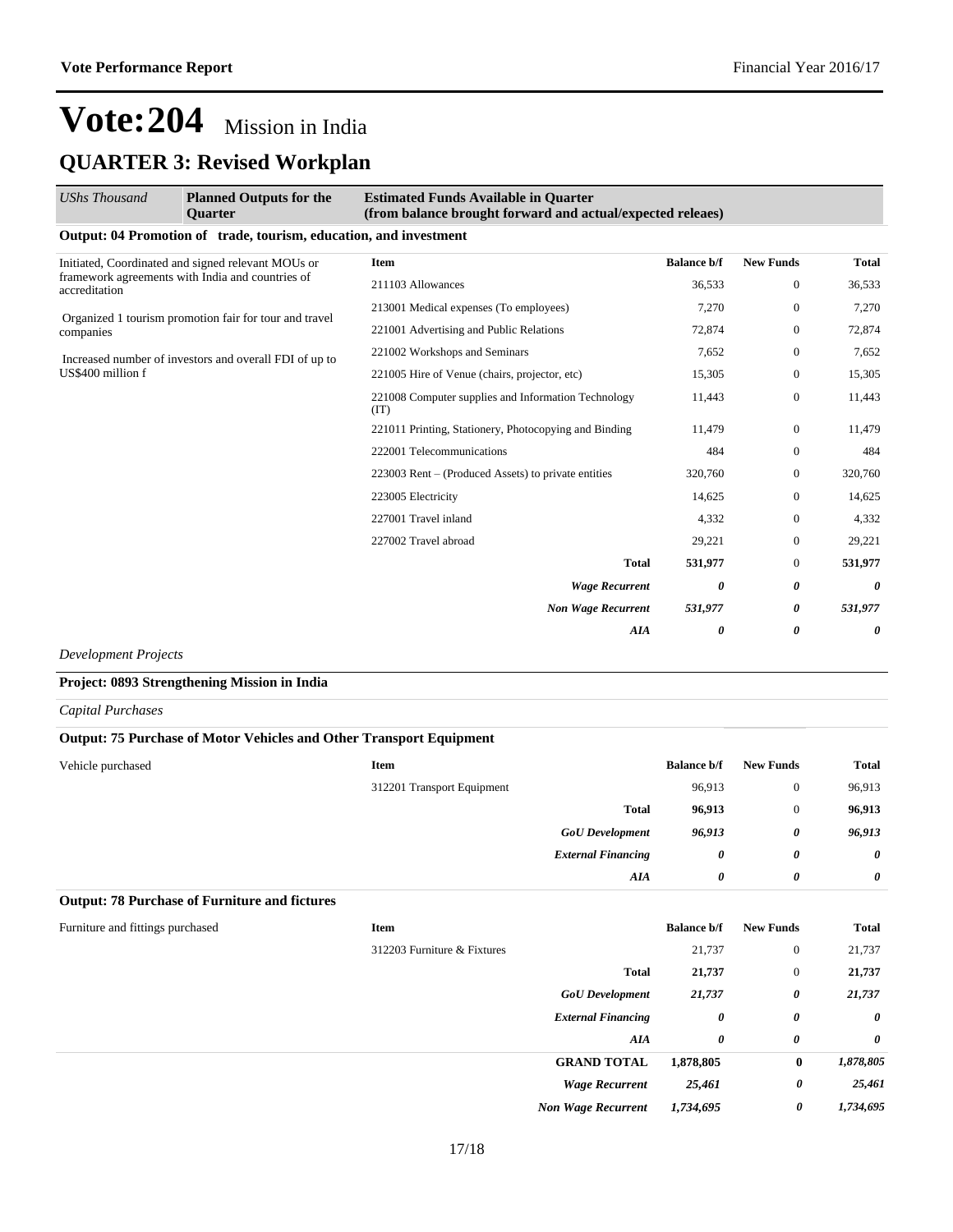# Vote:204 Mission in India

## QUARTER 3: Revised Workplan

| *UShs Thousand* | **Planned Outputs for the Quarter** | **Estimated Funds Available in Quarter (from balance brought forward and actual/expected releaes)** | | | |
|---|---|---|---|---|---|

**Output: 04 Promotion of trade, tourism, education, and investment**

| Planned Outputs | Item | Balance b/f | New Funds | Total |
|---|---|---|---|---|
| Initiated, Coordinated and signed relevant MOUs or framework agreements with India and countries of accreditation<br><br>Organized 1 tourism promotion fair for tour and travel companies<br><br>Increased number of investors and overall FDI of up to US$400 million f | 211103 Allowances | 36,533 | 0 | 36,533 |
| | 213001 Medical expenses (To employees) | 7,270 | 0 | 7,270 |
| | 221001 Advertising and Public Relations | 72,874 | 0 | 72,874 |
| | 221002 Workshops and Seminars | 7,652 | 0 | 7,652 |
| | 221005 Hire of Venue (chairs, projector, etc) | 15,305 | 0 | 15,305 |
| | 221008 Computer supplies and Information Technology (IT) | 11,443 | 0 | 11,443 |
| | 221011 Printing, Stationery, Photocopying and Binding | 11,479 | 0 | 11,479 |
| | 222001 Telecommunications | 484 | 0 | 484 |
| | 223003 Rent – (Produced Assets) to private entities | 320,760 | 0 | 320,760 |
| | 223005 Electricity | 14,625 | 0 | 14,625 |
| | 227001 Travel inland | 4,332 | 0 | 4,332 |
| | 227002 Travel abroad | 29,221 | 0 | 29,221 |
| | **Total** | **531,977** | 0 | **531,977** |
| | ***Wage Recurrent*** | ***0*** | ***0*** | ***0*** |
| | ***Non Wage Recurrent*** | ***531,977*** | ***0*** | ***531,977*** |
| | ***AIA*** | ***0*** | ***0*** | ***0*** |

*Development Projects*

**Project: 0893 Strengthening Mission in India**

*Capital Purchases*

**Output: 75 Purchase of Motor Vehicles and Other Transport Equipment**

| Planned Outputs | Item | Balance b/f | New Funds | Total |
|---|---|---|---|---|
| Vehicle purchased | 312201 Transport Equipment | 96,913 | 0 | 96,913 |
| | **Total** | **96,913** | 0 | **96,913** |
| | ***GoU Development*** | ***96,913*** | ***0*** | ***96,913*** |
| | ***External Financing*** | ***0*** | ***0*** | ***0*** |
| | ***AIA*** | ***0*** | ***0*** | ***0*** |

**Output: 78 Purchase of Furniture and fictures**

| Planned Outputs | Item | Balance b/f | New Funds | Total |
|---|---|---|---|---|
| Furniture and fittings purchased | 312203 Furniture & Fixtures | 21,737 | 0 | 21,737 |
| | **Total** | **21,737** | 0 | **21,737** |
| | ***GoU Development*** | ***21,737*** | ***0*** | ***21,737*** |
| | ***External Financing*** | ***0*** | ***0*** | ***0*** |
| | ***AIA*** | ***0*** | ***0*** | ***0*** |
| | **GRAND TOTAL** | **1,878,805** | **0** | ***1,878,805*** |
| | ***Wage Recurrent*** | ***25,461*** | ***0*** | ***25,461*** |
| | ***Non Wage Recurrent*** | ***1,734,695*** | ***0*** | ***1,734,695*** |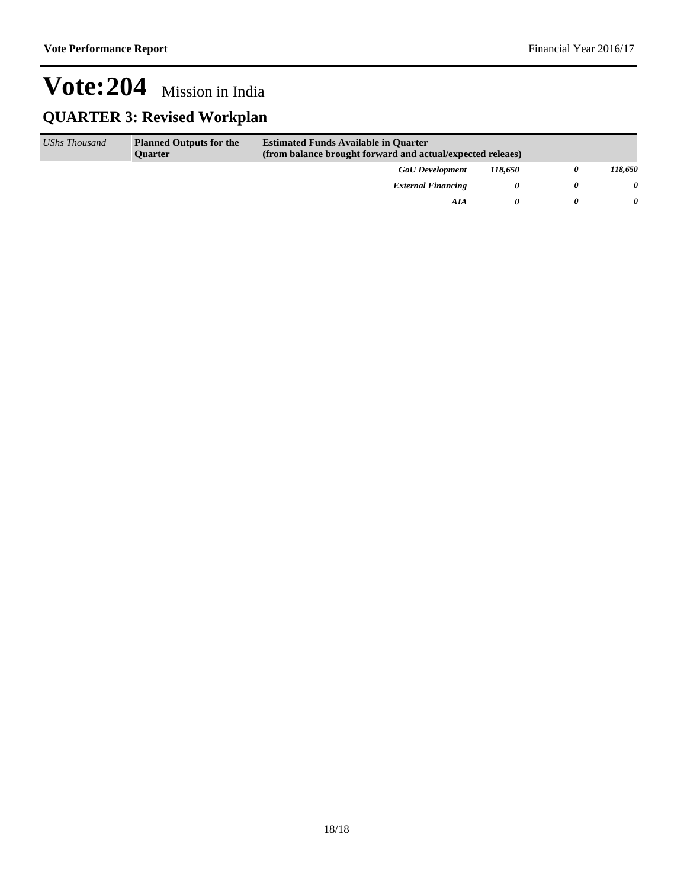# Vote:204 Mission in India

## QUARTER 3: Revised Workplan

| *UShs Thousand* | **Planned Outputs for the Quarter** | **Estimated Funds Available in Quarter (from balance brought forward and actual/expected releaes)** | | | |
|---|---|---|---|---|---|
| | | ***GoU Development*** | ***118,650*** | ***0*** | ***118,650*** |
| | | ***External Financing*** | ***0*** | ***0*** | ***0*** |
| | | ***AIA*** | ***0*** | ***0*** | ***0*** |